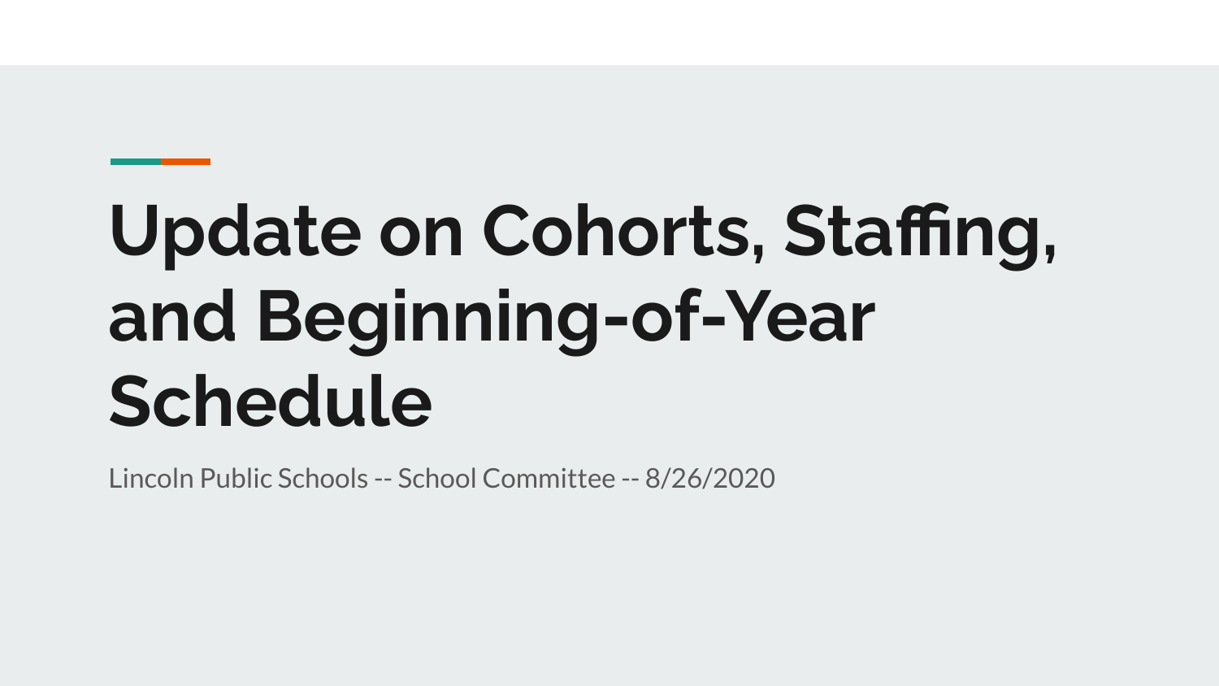# Update on Cohorts, Staffing, and Beginning-of-Year Schedule

Lincoln Public Schools -- School Committee -- 8/26/2020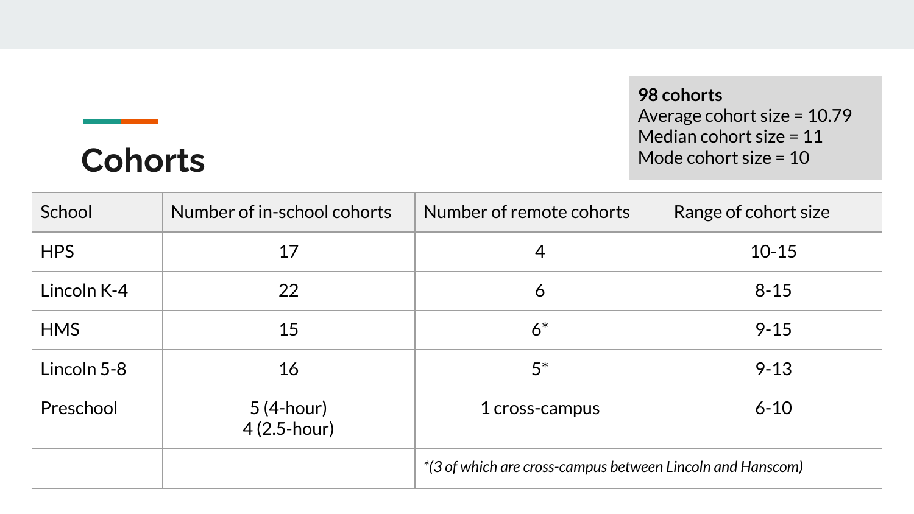# Cohorts

**98 cohorts**
Average cohort size = 10.79
Median cohort size = 11
Mode cohort size = 10

| School | Number of in-school cohorts | Number of remote cohorts | Range of cohort size |
|---|---|---|---|
| HPS | 17 | 4 | 10-15 |
| Lincoln K-4 | 22 | 6 | 8-15 |
| HMS | 15 | 6* | 9-15 |
| Lincoln 5-8 | 16 | 5* | 9-13 |
| Preschool | 5 (4-hour)<br>4 (2.5-hour) | 1 cross-campus | 6-10 |
| | | *(3 of which are cross-campus between Lincoln and Hanscom)* | |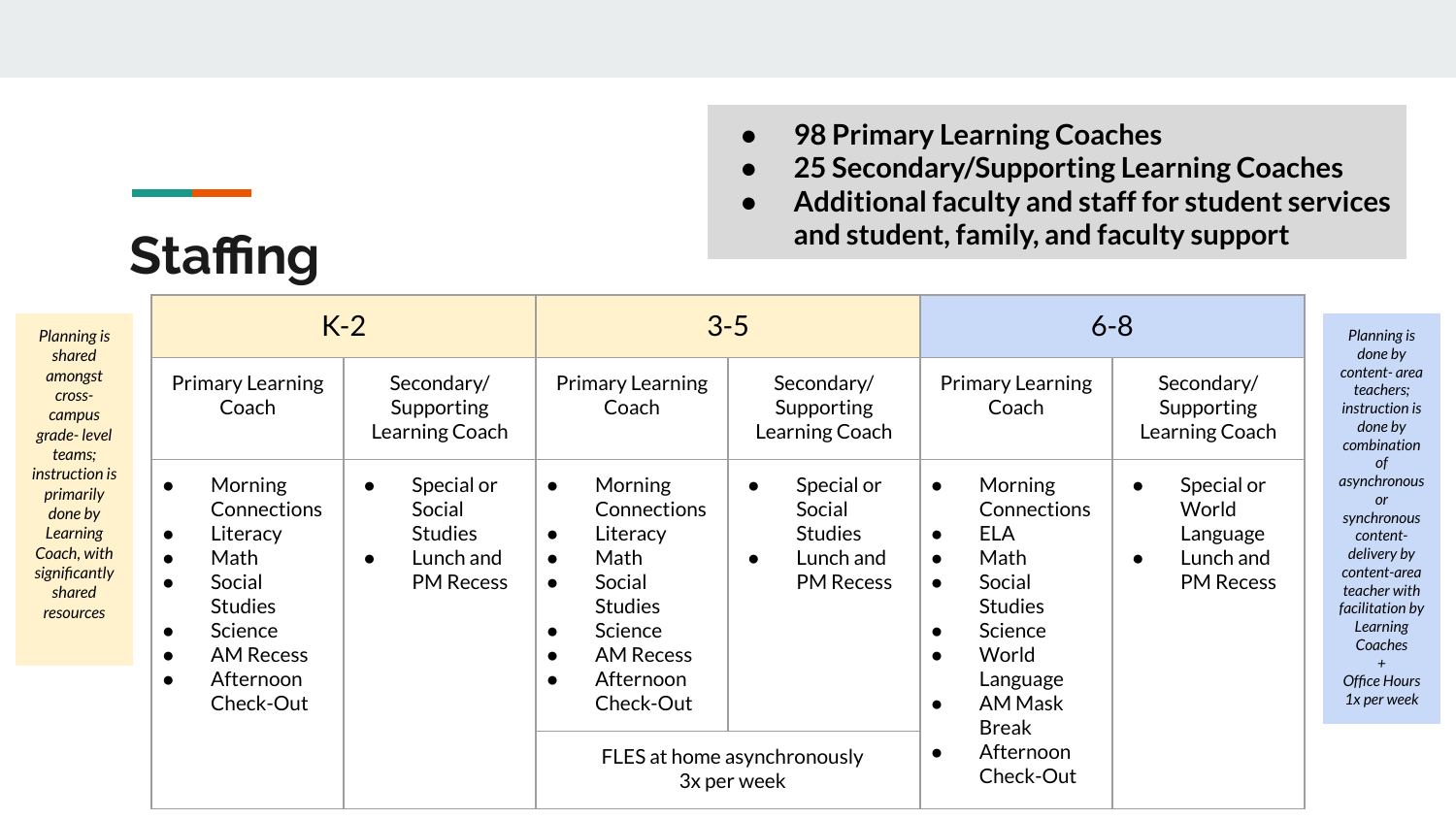## Staffing

- **98 Primary Learning Coaches**
- **25 Secondary/Supporting Learning Coaches**
- **Additional faculty and staff for student services and student, family, and faculty support**

*Planning is shared amongst cross-campus grade- level teams; instruction is primarily done by Learning Coach, with significantly shared resources*

| K-2 | | 3-5 | | 6-8 | |
|---|---|---|---|---|---|
| Primary Learning Coach | Secondary/ Supporting Learning Coach | Primary Learning Coach | Secondary/ Supporting Learning Coach | Primary Learning Coach | Secondary/ Supporting Learning Coach |
| • Morning Connections<br>• Literacy<br>• Math<br>• Social Studies<br>• Science<br>• AM Recess<br>• Afternoon Check-Out | • Special or Social Studies<br>• Lunch and PM Recess | • Morning Connections<br>• Literacy<br>• Math<br>• Social Studies<br>• Science<br>• AM Recess<br>• Afternoon Check-Out | • Special or Social Studies<br>• Lunch and PM Recess | • Morning Connections<br>• ELA<br>• Math<br>• Social Studies<br>• Science<br>• World Language<br>• AM Mask Break<br>• Afternoon Check-Out | • Special or World Language<br>• Lunch and PM Recess |
| | | FLES at home asynchronously 3x per week | | | |

*Planning is done by content- area teachers; instruction is done by combination of asynchronous or synchronous content-delivery by content-area teacher with facilitation by Learning Coaches + Office Hours 1x per week*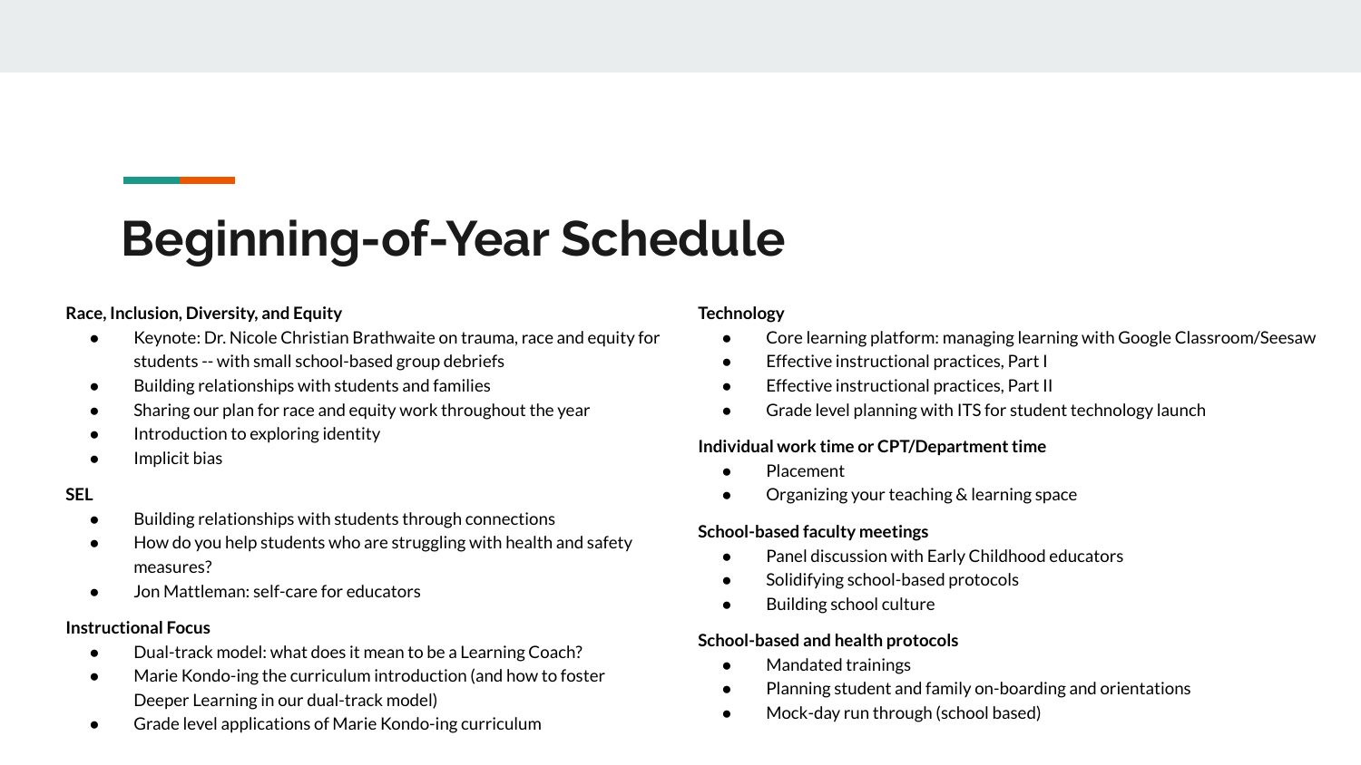# Beginning-of-Year Schedule

**Race, Inclusion, Diversity, and Equity**

- Keynote: Dr. Nicole Christian Brathwaite on trauma, race and equity for students -- with small school-based group debriefs
- Building relationships with students and families
- Sharing our plan for race and equity work throughout the year
- Introduction to exploring identity
- Implicit bias

**SEL**

- Building relationships with students through connections
- How do you help students who are struggling with health and safety measures?
- Jon Mattleman: self-care for educators

**Instructional Focus**

- Dual-track model: what does it mean to be a Learning Coach?
- Marie Kondo-ing the curriculum introduction (and how to foster Deeper Learning in our dual-track model)
- Grade level applications of Marie Kondo-ing curriculum

**Technology**

- Core learning platform: managing learning with Google Classroom/Seesaw
- Effective instructional practices, Part I
- Effective instructional practices, Part II
- Grade level planning with ITS for student technology launch

**Individual work time or CPT/Department time**

- Placement
- Organizing your teaching & learning space

**School-based faculty meetings**

- Panel discussion with Early Childhood educators
- Solidifying school-based protocols
- Building school culture

**School-based and health protocols**

- Mandated trainings
- Planning student and family on-boarding and orientations
- Mock-day run through (school based)